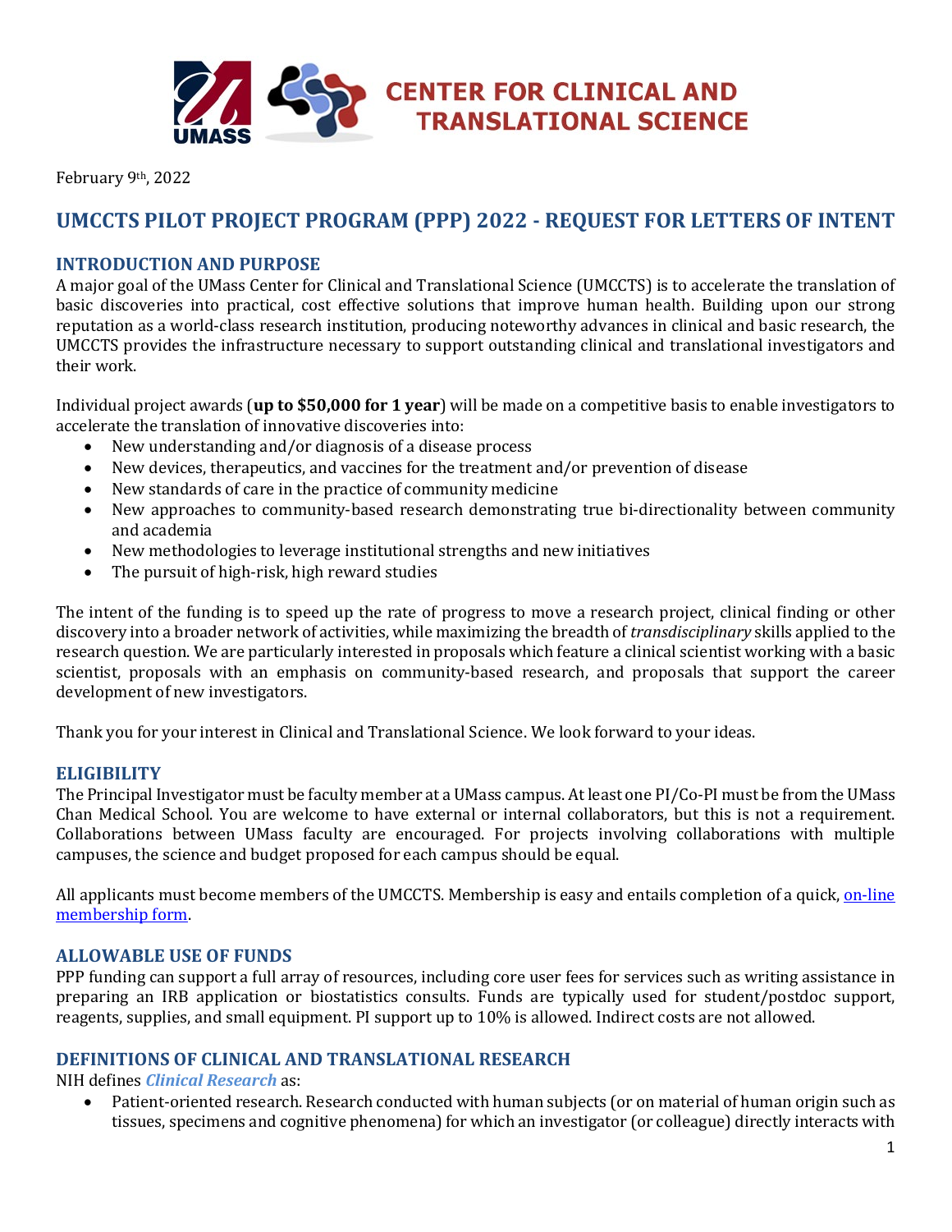CENTER FOR CLINICAL AND TRANSLATIONAL SCIENCE

February 9th, 2022

# UMCCTS PILOT PROJECT PROGRAM (PPP) 2022 - REQUEST FOR LETTERS OF INTENT

## INTRODUCTION AND PURPOSE

A major goal of the UMass Center for Clinical and Translational Science (UMCCTS) is to accelerate the translation of basic discoveries into practical, cost effective solutions that improve human health. Building upon our strong reputation as a world-class research institution, producing noteworthy advances in clinical and basic research, the UMCCTS provides the infrastructure necessary to support outstanding clinical and translational investigators and their work.

Individual project awards (**up to $50,000 for 1 year**) will be made on a competitive basis to enable investigators to accelerate the translation of innovative discoveries into:

- New understanding and/or diagnosis of a disease process
- New devices, therapeutics, and vaccines for the treatment and/or prevention of disease
- New standards of care in the practice of community medicine
- New approaches to community-based research demonstrating true bi-directionality between community and academia
- New methodologies to leverage institutional strengths and new initiatives
- The pursuit of high-risk, high reward studies

The intent of the funding is to speed up the rate of progress to move a research project, clinical finding or other discovery into a broader network of activities, while maximizing the breadth of *transdisciplinary* skills applied to the research question. We are particularly interested in proposals which feature a clinical scientist working with a basic scientist, proposals with an emphasis on community-based research, and proposals that support the career development of new investigators.

Thank you for your interest in Clinical and Translational Science. We look forward to your ideas.

## ELIGIBILITY

The Principal Investigator must be faculty member at a UMass campus. At least one PI/Co-PI must be from the UMass Chan Medical School. You are welcome to have external or internal collaborators, but this is not a requirement. Collaborations between UMass faculty are encouraged. For projects involving collaborations with multiple campuses, the science and budget proposed for each campus should be equal.

All applicants must become members of the UMCCTS. Membership is easy and entails completion of a quick, on-line membership form.

## ALLOWABLE USE OF FUNDS

PPP funding can support a full array of resources, including core user fees for services such as writing assistance in preparing an IRB application or biostatistics consults. Funds are typically used for student/postdoc support, reagents, supplies, and small equipment. PI support up to 10% is allowed. Indirect costs are not allowed.

## DEFINITIONS OF CLINICAL AND TRANSLATIONAL RESEARCH

NIH defines ***Clinical Research*** as:

- Patient-oriented research. Research conducted with human subjects (or on material of human origin such as tissues, specimens and cognitive phenomena) for which an investigator (or colleague) directly interacts with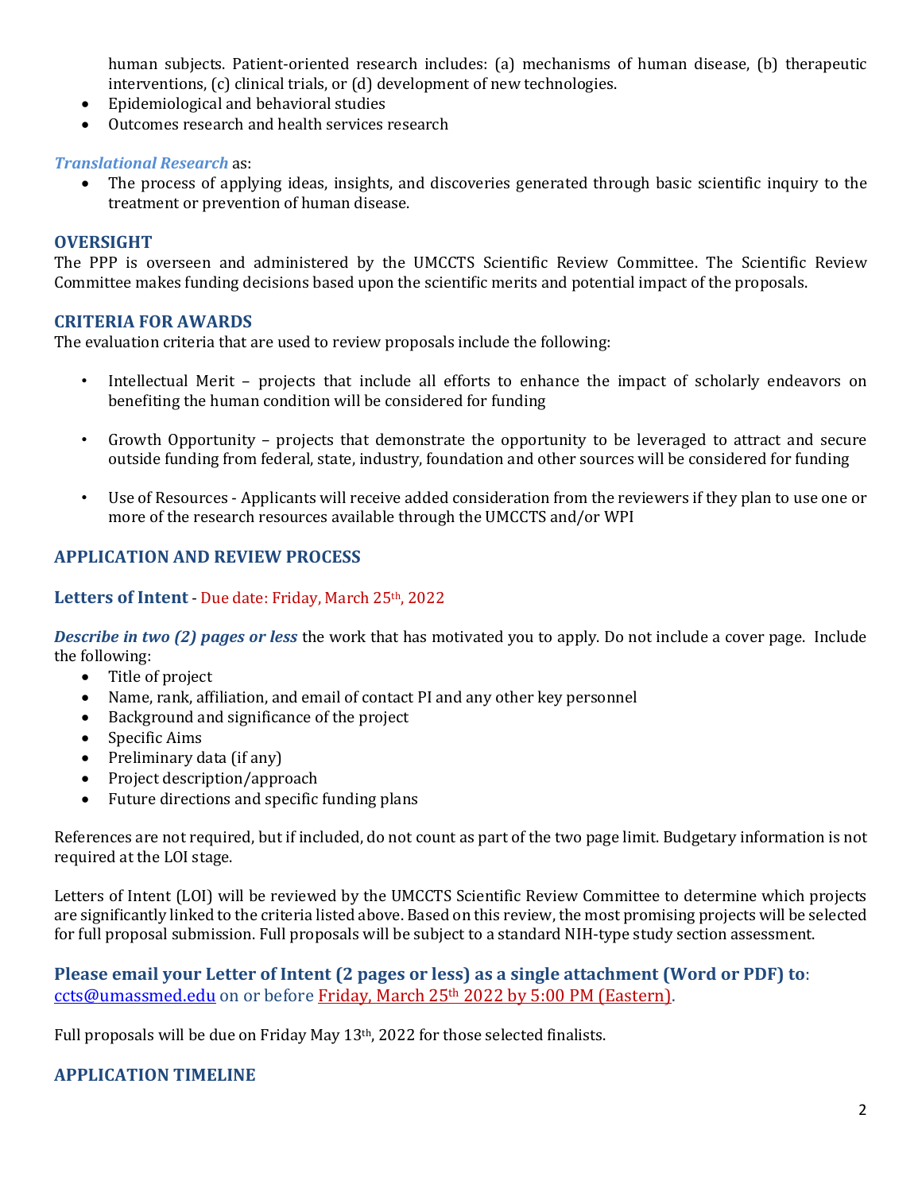human subjects. Patient-oriented research includes: (a) mechanisms of human disease, (b) therapeutic interventions, (c) clinical trials, or (d) development of new technologies.

- Epidemiological and behavioral studies
- Outcomes research and health services research

***Translational Research*** as:

- The process of applying ideas, insights, and discoveries generated through basic scientific inquiry to the treatment or prevention of human disease.

## OVERSIGHT

The PPP is overseen and administered by the UMCCTS Scientific Review Committee. The Scientific Review Committee makes funding decisions based upon the scientific merits and potential impact of the proposals.

## CRITERIA FOR AWARDS

The evaluation criteria that are used to review proposals include the following:

- Intellectual Merit – projects that include all efforts to enhance the impact of scholarly endeavors on benefiting the human condition will be considered for funding
- Growth Opportunity – projects that demonstrate the opportunity to be leveraged to attract and secure outside funding from federal, state, industry, foundation and other sources will be considered for funding
- Use of Resources - Applicants will receive added consideration from the reviewers if they plan to use one or more of the research resources available through the UMCCTS and/or WPI

## APPLICATION AND REVIEW PROCESS

### Letters of Intent - Due date: Friday, March 25th, 2022

***Describe in two (2) pages or less*** the work that has motivated you to apply. Do not include a cover page. Include the following:

- Title of project
- Name, rank, affiliation, and email of contact PI and any other key personnel
- Background and significance of the project
- Specific Aims
- Preliminary data (if any)
- Project description/approach
- Future directions and specific funding plans

References are not required, but if included, do not count as part of the two page limit. Budgetary information is not required at the LOI stage.

Letters of Intent (LOI) will be reviewed by the UMCCTS Scientific Review Committee to determine which projects are significantly linked to the criteria listed above. Based on this review, the most promising projects will be selected for full proposal submission. Full proposals will be subject to a standard NIH-type study section assessment.

**Please email your Letter of Intent (2 pages or less) as a single attachment (Word or PDF) to**: ccts@umassmed.edu on or before Friday, March 25th 2022 by 5:00 PM (Eastern).

Full proposals will be due on Friday May 13th, 2022 for those selected finalists.

## APPLICATION TIMELINE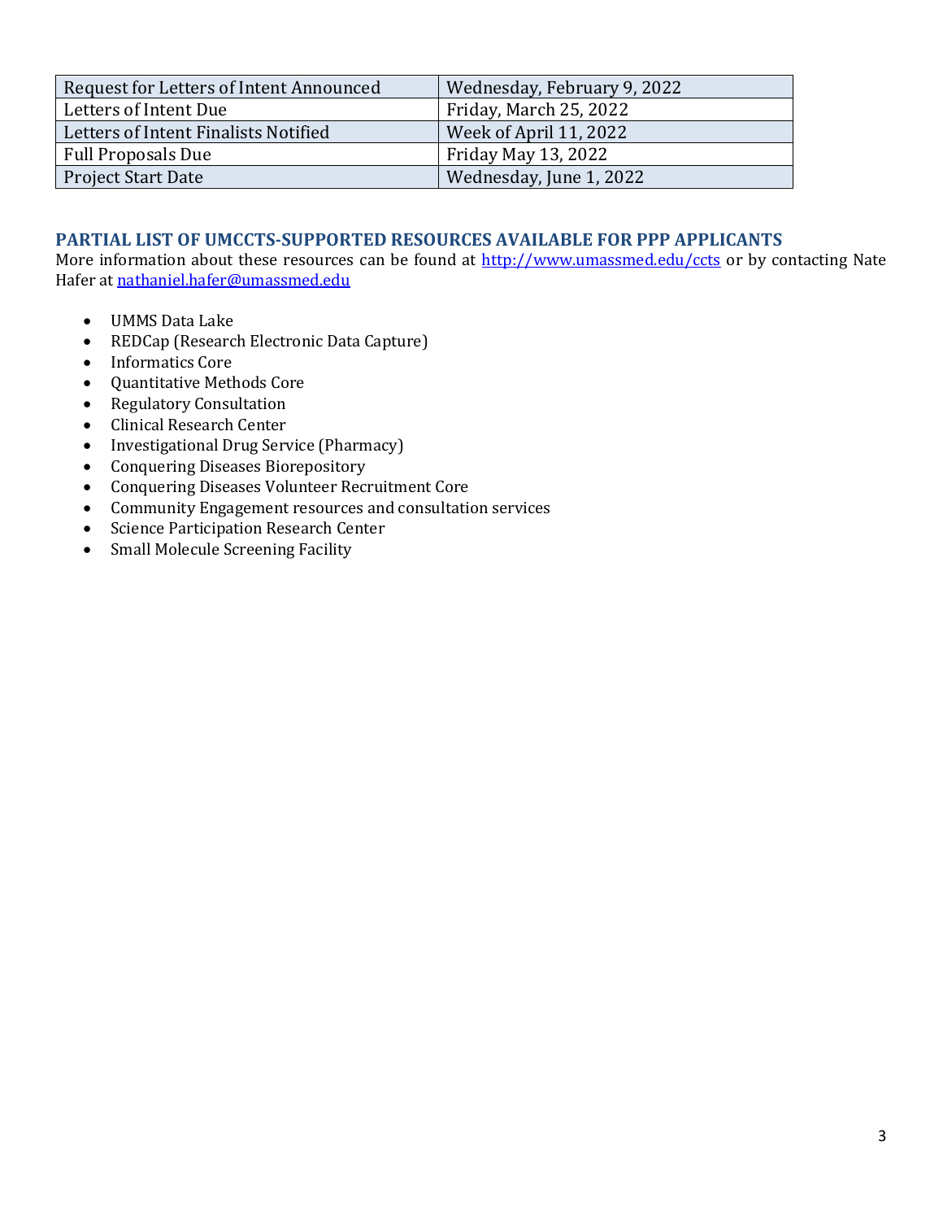| | |
|---|---|
| Request for Letters of Intent Announced | Wednesday, February 9, 2022 |
| Letters of Intent Due | Friday, March 25, 2022 |
| Letters of Intent Finalists Notified | Week of April 11, 2022 |
| Full Proposals Due | Friday May 13, 2022 |
| Project Start Date | Wednesday, June 1, 2022 |

## PARTIAL LIST OF UMCCTS-SUPPORTED RESOURCES AVAILABLE FOR PPP APPLICANTS

More information about these resources can be found at http://www.umassmed.edu/ccts or by contacting Nate Hafer at nathaniel.hafer@umassmed.edu

- UMMS Data Lake
- REDCap (Research Electronic Data Capture)
- Informatics Core
- Quantitative Methods Core
- Regulatory Consultation
- Clinical Research Center
- Investigational Drug Service (Pharmacy)
- Conquering Diseases Biorepository
- Conquering Diseases Volunteer Recruitment Core
- Community Engagement resources and consultation services
- Science Participation Research Center
- Small Molecule Screening Facility